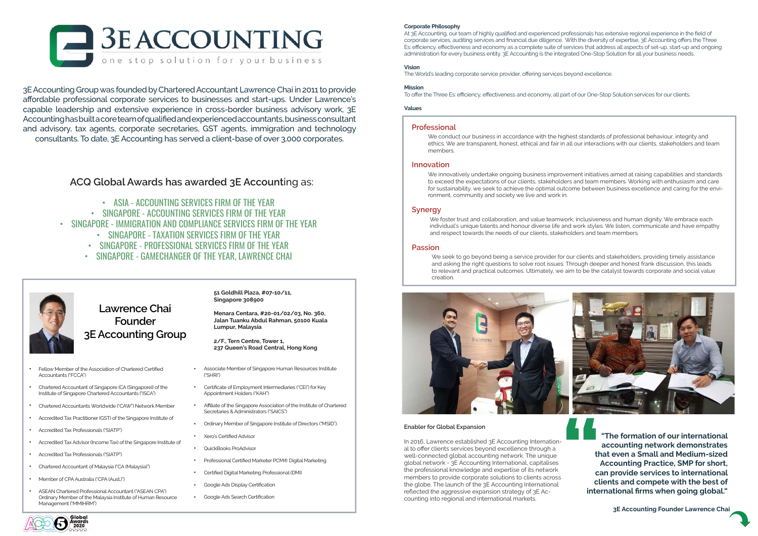# 3E ACCOUNTING

one stop solution for your business

3E Accounting Group was founded by Chartered Accountant Lawrence Chai in 2011 to provide affordable professional corporate services to businesses and start-ups. Under Lawrence's capable leadership and extensive experience in cross-border business advisory work, 3E Accounting has built a core team of qualified and experienced accountants, business consultant and advisory, tax agents, corporate secretaries, GST agents, immigration and technology consultants. To date, 3E Accounting has served a client-base of over 3,000 corporates.

## ACQ Global Awards has awarded 3E Accounting as:

- ASIA - ACCOUNTING SERVICES FIRM OF THE YEAR
- SINGAPORE - ACCOUNTING SERVICES FIRM OF THE YEAR
- SINGAPORE - IMMIGRATION AND COMPLIANCE SERVICES FIRM OF THE YEAR
- SINGAPORE - TAXATION SERVICES FIRM OF THE YEAR
- SINGAPORE - PROFESSIONAL SERVICES FIRM OF THE YEAR
- SINGAPORE - GAMECHANGER OF THE YEAR, LAWRENCE CHAI

## Lawrence Chai
## Founder
## 3E Accounting Group

**51 Goldhill Plaza, #07-10/11, Singapore 308900**

**Menara Centara, #20-01/02/03, No. 360, Jalan Tuanku Abdul Rahman, 50100 Kuala Lumpur, Malaysia**

**2/F., Tern Centre, Tower 1, 237 Queen's Road Central, Hong Kong**

- Fellow Member of the Association of Chartered Certified Accountants ("FCCA")
- Chartered Accountant of Singapore (CA (Singapore)) of the Institute of Singapore Chartered Accountants ("ISCA")
- Chartered Accountants Worldwide ("CAW") Network Member
- Accredited Tax Practitioner (GST) of the Singapore Institute of
- Accredited Tax Professionals ("SIATP")
- Accredited Tax Advisor (Income Tax) of the Singapore Institute of
- Accredited Tax Professionals ("SIATP")
- Chartered Accountant of Malaysia ("CA (Malaysia)")
- Member of CPA Australia ("CPA (Aust.)")
- ASEAN Chartered Professional Accountant ("ASEAN CPA") Ordinary Member of the Malaysia Institute of Human Resource Management ("MMIHRM")
- Associate Member of Singapore Human Resources Institute ("SHRI")
- Certificate of Employment Intermediaries ("CEI") for Key Appointment Holders ("KAH")
- Affiliate of the Singapore Association of the Institute of Chartered Secretaries & Administrators ("SAICS")
- Ordinary Member of Singapore Institute of Directors ("MSID").
- Xero's Certified Advisor
- QuickBooks ProAdvisor
- Professional Certified Marketer PCM® Digital Marketing
- Certified Digital Marketing Professional (DMI)
- Google Ads Display Certification
- Google Ads Search Certification

ACQ5 Global Awards 2020

**Corporate Philosophy**

At 3E Accounting, our team of highly qualified and experienced professionals has extensive regional experience in the field of corporate services, auditing services and financial due diligence. With the diversity of expertise, 3E Accounting offers the Three Es: efficiency, effectiveness and economy as a complete suite of services that address all aspects of set-up, start-up and ongoing administration for every business entity. 3E Accounting is the integrated One-Stop Solution for all your business needs.

**Vision**

The World's leading corporate service provider, offering services beyond excellence.

**Mission**

To offer the Three Es: efficiency, effectiveness and economy, all part of our One-Stop Solution services for our clients.

**Values**

### Professional

We conduct our business in accordance with the highest standards of professional behaviour, integrity and ethics. We are transparent, honest, ethical and fair in all our interactions with our clients, stakeholders and team members.

### Innovation

We innovatively undertake ongoing business improvement initiatives aimed at raising capabilities and standards to exceed the expectations of our clients, stakeholders and team members. Working with enthusiasm and care for sustainability, we seek to achieve the optimal outcome between business excellence and caring for the environment, community and society we live and work in.

### Synergy

We foster trust and collaboration, and value teamwork, inclusiveness and human dignity. We embrace each individual's unique talents and honour diverse life and work styles. We listen, communicate and have empathy and respect towards the needs of our clients, stakeholders and team members.

### Passion

We seek to go beyond being a service provider for our clients and stakeholders, providing timely assistance and asking the right questions to solve root issues. Through deeper and honest frank discussion, this leads to relevant and practical outcomes. Ultimately, we aim to be the catalyst towards corporate and social value creation.

**Enabler for Global Expansion**

In 2016, Lawrence established 3E Accounting International to offer clients services beyond excellence through a well-connected global accounting network. The unique global network - 3E Accounting International, capitalises the professional knowledge and expertise of its network members to provide corporate solutions to clients across the globe. The launch of the 3E Accounting International reflected the aggressive expansion strategy of 3E Accounting into regional and international markets.

**"The formation of our international accounting network demonstrates that even a Small and Medium-sized Accounting Practice, SMP for short, can provide services to international clients and compete with the best of international firms when going global."**

**3E Accounting Founder Lawrence Chai**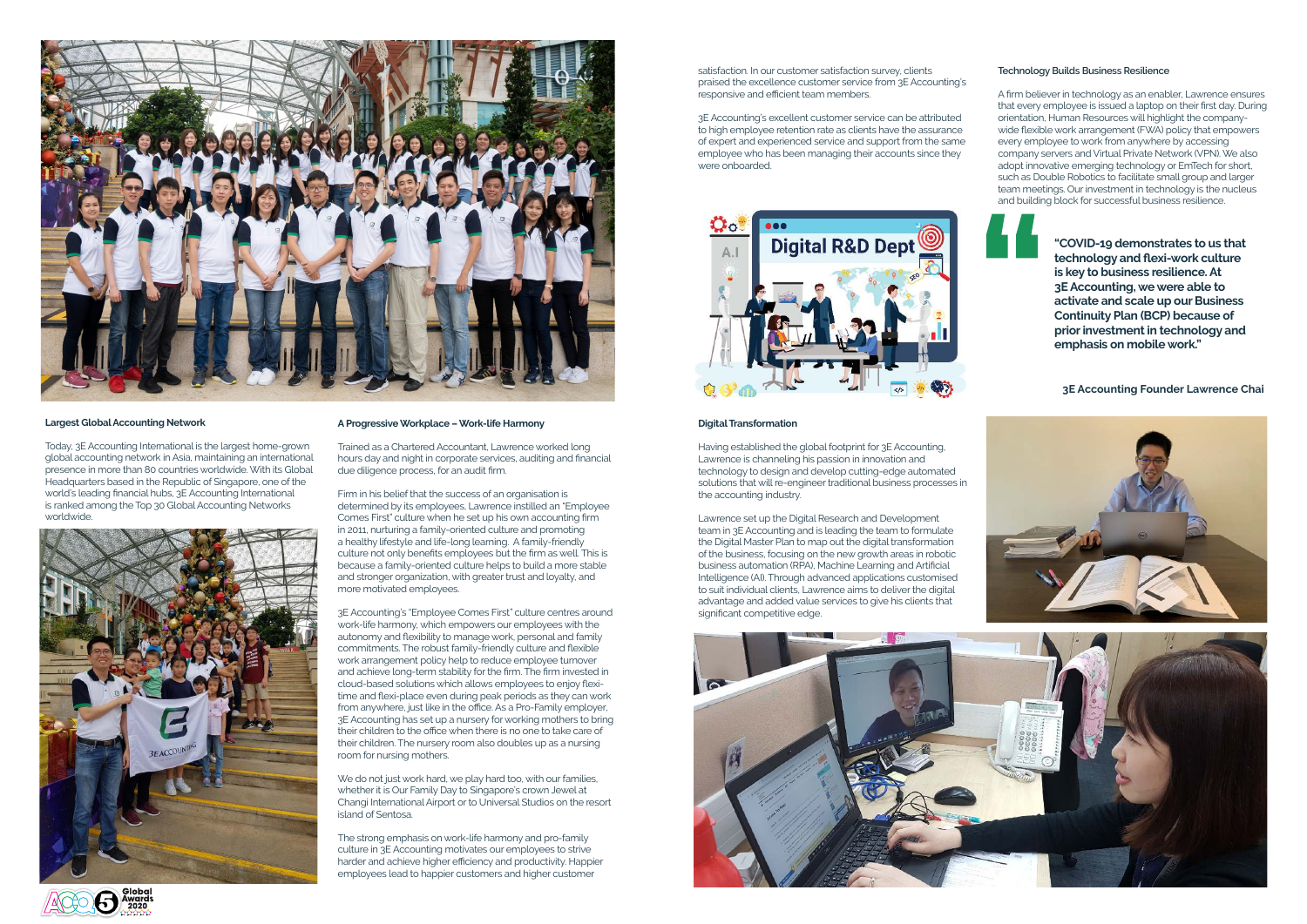## Largest Global Accounting Network

Today, 3E Accounting International is the largest home-grown global accounting network in Asia, maintaining an international presence in more than 80 countries worldwide. With its Global Headquarters based in the Republic of Singapore, one of the world's leading financial hubs, 3E Accounting International is ranked among the Top 30 Global Accounting Networks worldwide.

## A Progressive Workplace – Work-life Harmony

Trained as a Chartered Accountant, Lawrence worked long hours day and night in corporate services, auditing and financial due diligence process, for an audit firm.

Firm in his belief that the success of an organisation is determined by its employees, Lawrence instilled an "Employee Comes First" culture when he set up his own accounting firm in 2011, nurturing a family-oriented culture and promoting a healthy lifestyle and life-long learning. A family-friendly culture not only benefits employees but the firm as well. This is because a family-oriented culture helps to build a more stable and stronger organization, with greater trust and loyalty, and more motivated employees.

3E Accounting's "Employee Comes First" culture centres around work-life harmony, which empowers our employees with the autonomy and flexibility to manage work, personal and family commitments. The robust family-friendly culture and flexible work arrangement policy help to reduce employee turnover and achieve long-term stability for the firm. The firm invested in cloud-based solutions which allows employees to enjoy flexi-time and flexi-place even during peak periods as they can work from anywhere, just like in the office. As a Pro-Family employer, 3E Accounting has set up a nursery for working mothers to bring their children to the office when there is no one to take care of their children. The nursery room also doubles up as a nursing room for nursing mothers.

We do not just work hard, we play hard too, with our families, whether it is Our Family Day to Singapore's crown Jewel at Changi International Airport or to Universal Studios on the resort island of Sentosa.

The strong emphasis on work-life harmony and pro-family culture in 3E Accounting motivates our employees to strive harder and achieve higher efficiency and productivity. Happier employees lead to happier customers and higher customer satisfaction. In our customer satisfaction survey, clients praised the excellence customer service from 3E Accounting's responsive and efficient team members.

3E Accounting's excellent customer service can be attributed to high employee retention rate as clients have the assurance of expert and experienced service and support from the same employee who has been managing their accounts since they were onboarded.

## Digital Transformation

Having established the global footprint for 3E Accounting, Lawrence is channeling his passion in innovation and technology to design and develop cutting-edge automated solutions that will re-engineer traditional business processes in the accounting industry.

Lawrence set up the Digital Research and Development team in 3E Accounting and is leading the team to formulate the Digital Master Plan to map out the digital transformation of the business, focusing on the new growth areas in robotic business automation (RPA), Machine Learning and Artificial Intelligence (AI). Through advanced applications customised to suit individual clients, Lawrence aims to deliver the digital advantage and added value services to give his clients that significant competitive edge.

## Technology Builds Business Resilience

A firm believer in technology as an enabler, Lawrence ensures that every employee is issued a laptop on their first day. During orientation, Human Resources will highlight the company-wide flexible work arrangement (FWA) policy that empowers every employee to work from anywhere by accessing company servers and Virtual Private Network (VPN). We also adopt innovative emerging technology or EmTech for short, such as Double Robotics to facilitate small group and larger team meetings. Our investment in technology is the nucleus and building block for successful business resilience.

> **"COVID-19 demonstrates to us that technology and flexi-work culture is key to business resilience. At 3E Accounting, we were able to activate and scale up our Business Continuity Plan (BCP) because of prior investment in technology and emphasis on mobile work."**
>
> **3E Accounting Founder Lawrence Chai**